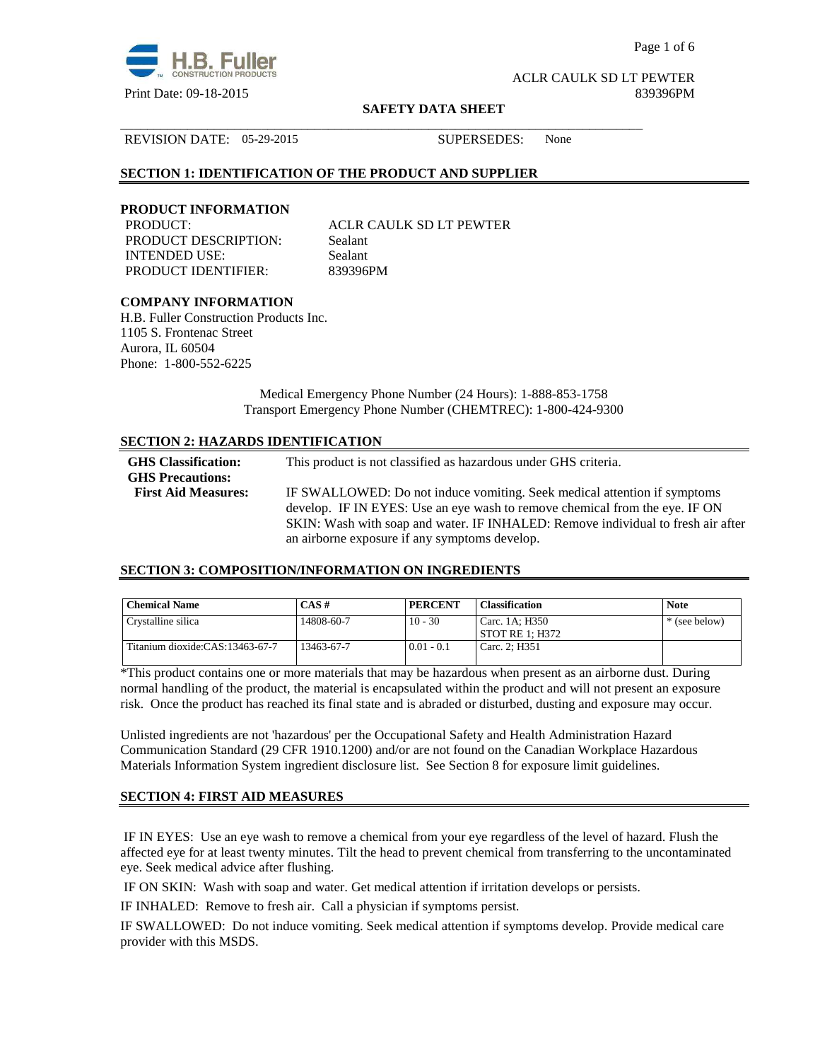ACLR CAULK SD LT PEWTER

Print Date: 09-18-2015 839396PM

**SAFETY DATA SHEET**

REVISION DATE: 05-29-2015 SUPERSEDES: None

## SECTION 1: IDENTIFICATION OF THE PRODUCT AND SUPPLIER

### PRODUCT INFORMATION

| | |
|---|---|
| PRODUCT: | ACLR CAULK SD LT PEWTER |
| PRODUCT DESCRIPTION: | Sealant |
| INTENDED USE: | Sealant |
| PRODUCT IDENTIFIER: | 839396PM |

### COMPANY INFORMATION

H.B. Fuller Construction Products Inc.
1105 S. Frontenac Street
Aurora, IL 60504
Phone: 1-800-552-6225

Medical Emergency Phone Number (24 Hours): 1-888-853-1758
Transport Emergency Phone Number (CHEMTREC): 1-800-424-9300

## SECTION 2: HAZARDS IDENTIFICATION

| | |
|---|---|
| **GHS Classification:** | This product is not classified as hazardous under GHS criteria. |
| **GHS Precautions:** | |
| **First Aid Measures:** | IF SWALLOWED: Do not induce vomiting. Seek medical attention if symptoms develop. IF IN EYES: Use an eye wash to remove chemical from the eye. IF ON SKIN: Wash with soap and water. IF INHALED: Remove individual to fresh air after an airborne exposure if any symptoms develop. |

## SECTION 3: COMPOSITION/INFORMATION ON INGREDIENTS

| Chemical Name | CAS # | PERCENT | Classification | Note |
|---|---|---|---|---|
| Crystalline silica | 14808-60-7 | 10 - 30 | Carc. 1A; H350<br>STOT RE 1; H372 | * (see below) |
| Titanium dioxide:CAS:13463-67-7 | 13463-67-7 | 0.01 - 0.1 | Carc. 2; H351 | |

*This product contains one or more materials that may be hazardous when present as an airborne dust. During normal handling of the product, the material is encapsulated within the product and will not present an exposure risk. Once the product has reached its final state and is abraded or disturbed, dusting and exposure may occur.

Unlisted ingredients are not 'hazardous' per the Occupational Safety and Health Administration Hazard Communication Standard (29 CFR 1910.1200) and/or are not found on the Canadian Workplace Hazardous Materials Information System ingredient disclosure list. See Section 8 for exposure limit guidelines.

## SECTION 4: FIRST AID MEASURES

IF IN EYES: Use an eye wash to remove a chemical from your eye regardless of the level of hazard. Flush the affected eye for at least twenty minutes. Tilt the head to prevent chemical from transferring to the uncontaminated eye. Seek medical advice after flushing.

IF ON SKIN: Wash with soap and water. Get medical attention if irritation develops or persists.

IF INHALED: Remove to fresh air. Call a physician if symptoms persist.

IF SWALLOWED: Do not induce vomiting. Seek medical attention if symptoms develop. Provide medical care provider with this MSDS.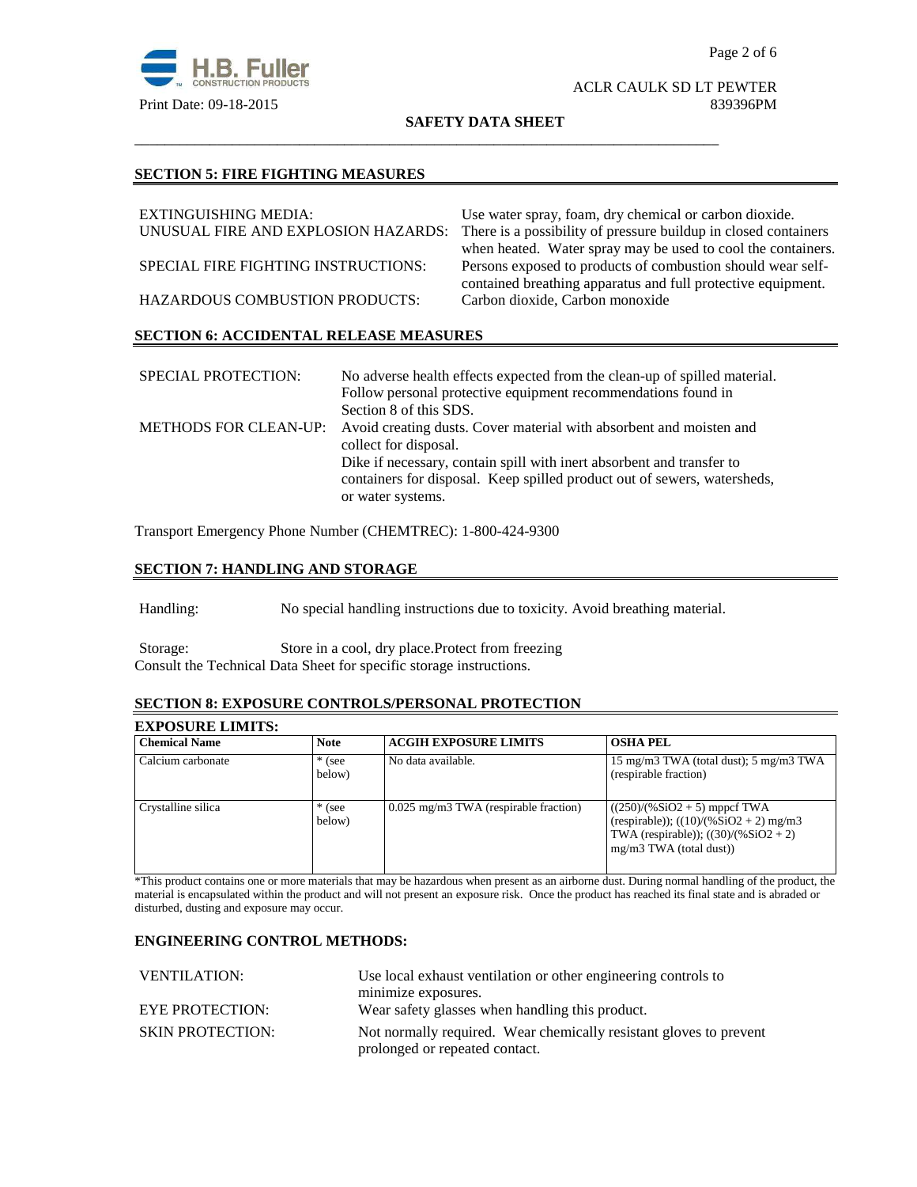## SECTION 5: FIRE FIGHTING MEASURES

| | |
|---|---|
| EXTINGUISHING MEDIA: | Use water spray, foam, dry chemical or carbon dioxide. |
| UNUSUAL FIRE AND EXPLOSION HAZARDS: | There is a possibility of pressure buildup in closed containers when heated. Water spray may be used to cool the containers. |
| SPECIAL FIRE FIGHTING INSTRUCTIONS: | Persons exposed to products of combustion should wear self-contained breathing apparatus and full protective equipment. |
| HAZARDOUS COMBUSTION PRODUCTS: | Carbon dioxide, Carbon monoxide |

## SECTION 6: ACCIDENTAL RELEASE MEASURES

| | |
|---|---|
| SPECIAL PROTECTION: | No adverse health effects expected from the clean-up of spilled material. Follow personal protective equipment recommendations found in Section 8 of this SDS. |
| METHODS FOR CLEAN-UP: | Avoid creating dusts. Cover material with absorbent and moisten and collect for disposal.<br>Dike if necessary, contain spill with inert absorbent and transfer to containers for disposal. Keep spilled product out of sewers, watersheds, or water systems. |

Transport Emergency Phone Number (CHEMTREC): 1-800-424-9300

## SECTION 7: HANDLING AND STORAGE

Handling: No special handling instructions due to toxicity. Avoid breathing material.

Storage: Store in a cool, dry place.Protect from freezing
Consult the Technical Data Sheet for specific storage instructions.

## SECTION 8: EXPOSURE CONTROLS/PERSONAL PROTECTION

### EXPOSURE LIMITS:

| Chemical Name | Note | ACGIH EXPOSURE LIMITS | OSHA PEL |
|---|---|---|---|
| Calcium carbonate | * (see below) | No data available. | 15 mg/m3 TWA (total dust); 5 mg/m3 TWA (respirable fraction) |
| Crystalline silica | * (see below) | 0.025 mg/m3 TWA (respirable fraction) | $((250)/(\%SiO_2 + 5))$ mppcf TWA (respirable)); $((10)/(\%SiO_2 + 2))$ mg/m3 TWA (respirable)); $((30)/(\%SiO_2 + 2))$ mg/m3 TWA (total dust)) |

*This product contains one or more materials that may be hazardous when present as an airborne dust. During normal handling of the product, the material is encapsulated within the product and will not present an exposure risk. Once the product has reached its final state and is abraded or disturbed, dusting and exposure may occur.

### ENGINEERING CONTROL METHODS:

| | |
|---|---|
| VENTILATION: | Use local exhaust ventilation or other engineering controls to minimize exposures. |
| EYE PROTECTION: | Wear safety glasses when handling this product. |
| SKIN PROTECTION: | Not normally required. Wear chemically resistant gloves to prevent prolonged or repeated contact. |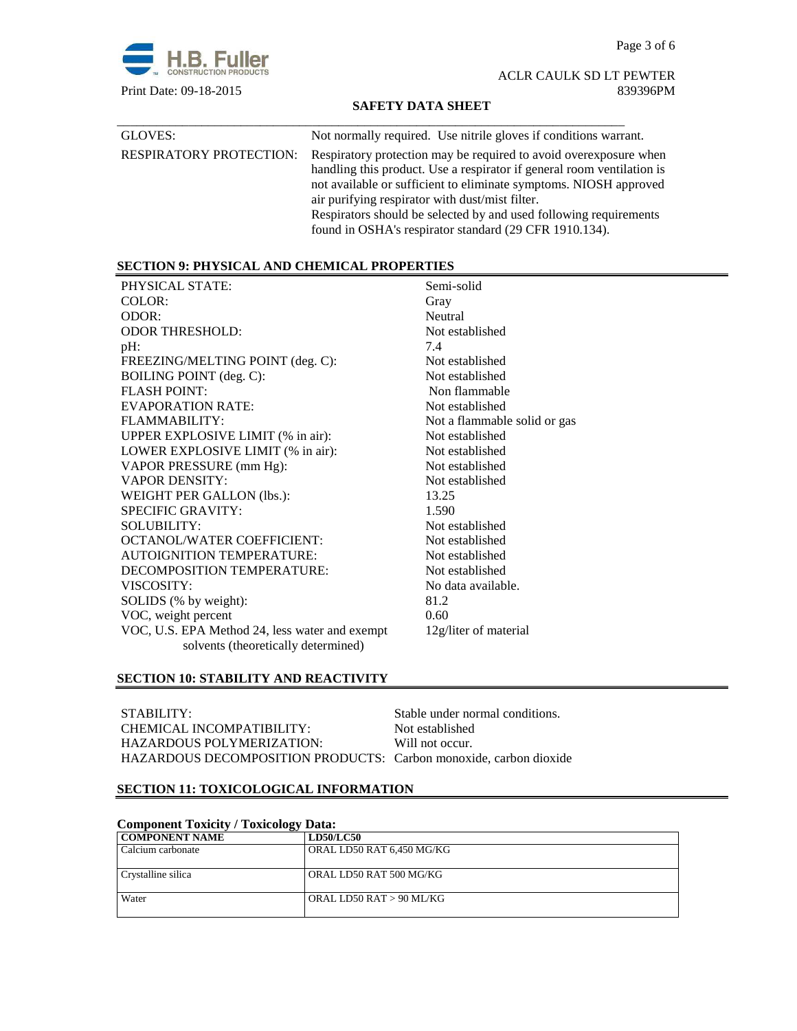| | |
|---|---|
| GLOVES: | Not normally required. Use nitrile gloves if conditions warrant. |
| RESPIRATORY PROTECTION: | Respiratory protection may be required to avoid overexposure when handling this product. Use a respirator if general room ventilation is not available or sufficient to eliminate symptoms. NIOSH approved air purifying respirator with dust/mist filter. Respirators should be selected by and used following requirements found in OSHA's respirator standard (29 CFR 1910.134). |

## SECTION 9: PHYSICAL AND CHEMICAL PROPERTIES

| | |
|---|---|
| PHYSICAL STATE: | Semi-solid |
| COLOR: | Gray |
| ODOR: | Neutral |
| ODOR THRESHOLD: | Not established |
| pH: | 7.4 |
| FREEZING/MELTING POINT (deg. C): | Not established |
| BOILING POINT (deg. C): | Not established |
| FLASH POINT: | Non flammable |
| EVAPORATION RATE: | Not established |
| FLAMMABILITY: | Not a flammable solid or gas |
| UPPER EXPLOSIVE LIMIT (% in air): | Not established |
| LOWER EXPLOSIVE LIMIT (% in air): | Not established |
| VAPOR PRESSURE (mm Hg): | Not established |
| VAPOR DENSITY: | Not established |
| WEIGHT PER GALLON (lbs.): | 13.25 |
| SPECIFIC GRAVITY: | 1.590 |
| SOLUBILITY: | Not established |
| OCTANOL/WATER COEFFICIENT: | Not established |
| AUTOIGNITION TEMPERATURE: | Not established |
| DECOMPOSITION TEMPERATURE: | Not established |
| VISCOSITY: | No data available. |
| SOLIDS (% by weight): | 81.2 |
| VOC, weight percent | 0.60 |
| VOC, U.S. EPA Method 24, less water and exempt solvents (theoretically determined) | 12g/liter of material |

## SECTION 10: STABILITY AND REACTIVITY

| | |
|---|---|
| STABILITY: | Stable under normal conditions. |
| CHEMICAL INCOMPATIBILITY: | Not established |
| HAZARDOUS POLYMERIZATION: | Will not occur. |
| HAZARDOUS DECOMPOSITION PRODUCTS: | Carbon monoxide, carbon dioxide |

## SECTION 11: TOXICOLOGICAL INFORMATION

**Component Toxicity / Toxicology Data:**

| COMPONENT NAME | LD50/LC50 |
|---|---|
| Calcium carbonate | ORAL LD50 RAT 6,450 MG/KG |
| Crystalline silica | ORAL LD50 RAT 500 MG/KG |
| Water | ORAL LD50 RAT > 90 ML/KG |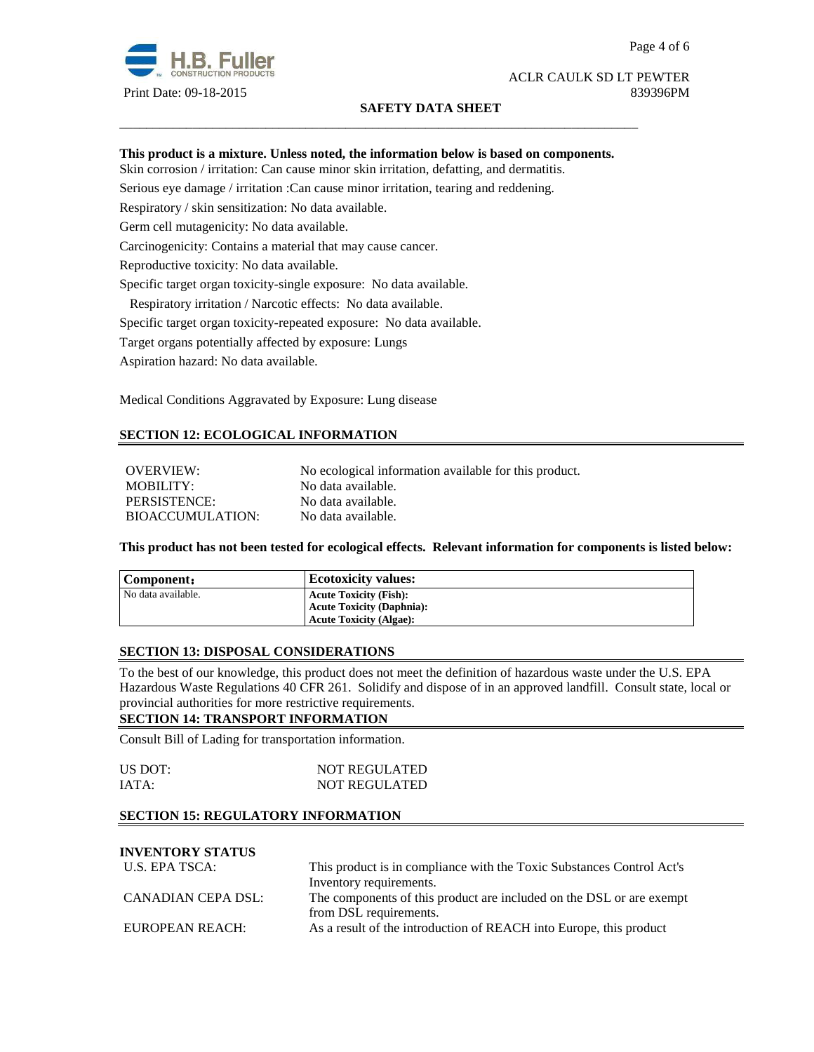**This product is a mixture. Unless noted, the information below is based on components.**

Skin corrosion / irritation: Can cause minor skin irritation, defatting, and dermatitis.

Serious eye damage / irritation :Can cause minor irritation, tearing and reddening.

Respiratory / skin sensitization: No data available.

Germ cell mutagenicity: No data available.

Carcinogenicity: Contains a material that may cause cancer.

Reproductive toxicity: No data available.

Specific target organ toxicity-single exposure: No data available.

Respiratory irritation / Narcotic effects: No data available.

Specific target organ toxicity-repeated exposure: No data available.

Target organs potentially affected by exposure: Lungs

Aspiration hazard: No data available.

Medical Conditions Aggravated by Exposure: Lung disease

## SECTION 12: ECOLOGICAL INFORMATION

| | |
|---|---|
| OVERVIEW: | No ecological information available for this product. |
| MOBILITY: | No data available. |
| PERSISTENCE: | No data available. |
| BIOACCUMULATION: | No data available. |

**This product has not been tested for ecological effects. Relevant information for components is listed below:**

| Component: | Ecotoxicity values: |
|---|---|
| No data available. | **Acute Toxicity (Fish):**<br>**Acute Toxicity (Daphnia):**<br>**Acute Toxicity (Algae):** |

## SECTION 13: DISPOSAL CONSIDERATIONS

To the best of our knowledge, this product does not meet the definition of hazardous waste under the U.S. EPA Hazardous Waste Regulations 40 CFR 261. Solidify and dispose of in an approved landfill. Consult state, local or provincial authorities for more restrictive requirements.

## SECTION 14: TRANSPORT INFORMATION

Consult Bill of Lading for transportation information.

| | |
|---|---|
| US DOT: | NOT REGULATED |
| IATA: | NOT REGULATED |

## SECTION 15: REGULATORY INFORMATION

**INVENTORY STATUS**

| | |
|---|---|
| U.S. EPA TSCA: | This product is in compliance with the Toxic Substances Control Act's Inventory requirements. |
| CANADIAN CEPA DSL: | The components of this product are included on the DSL or are exempt from DSL requirements. |
| EUROPEAN REACH: | As a result of the introduction of REACH into Europe, this product |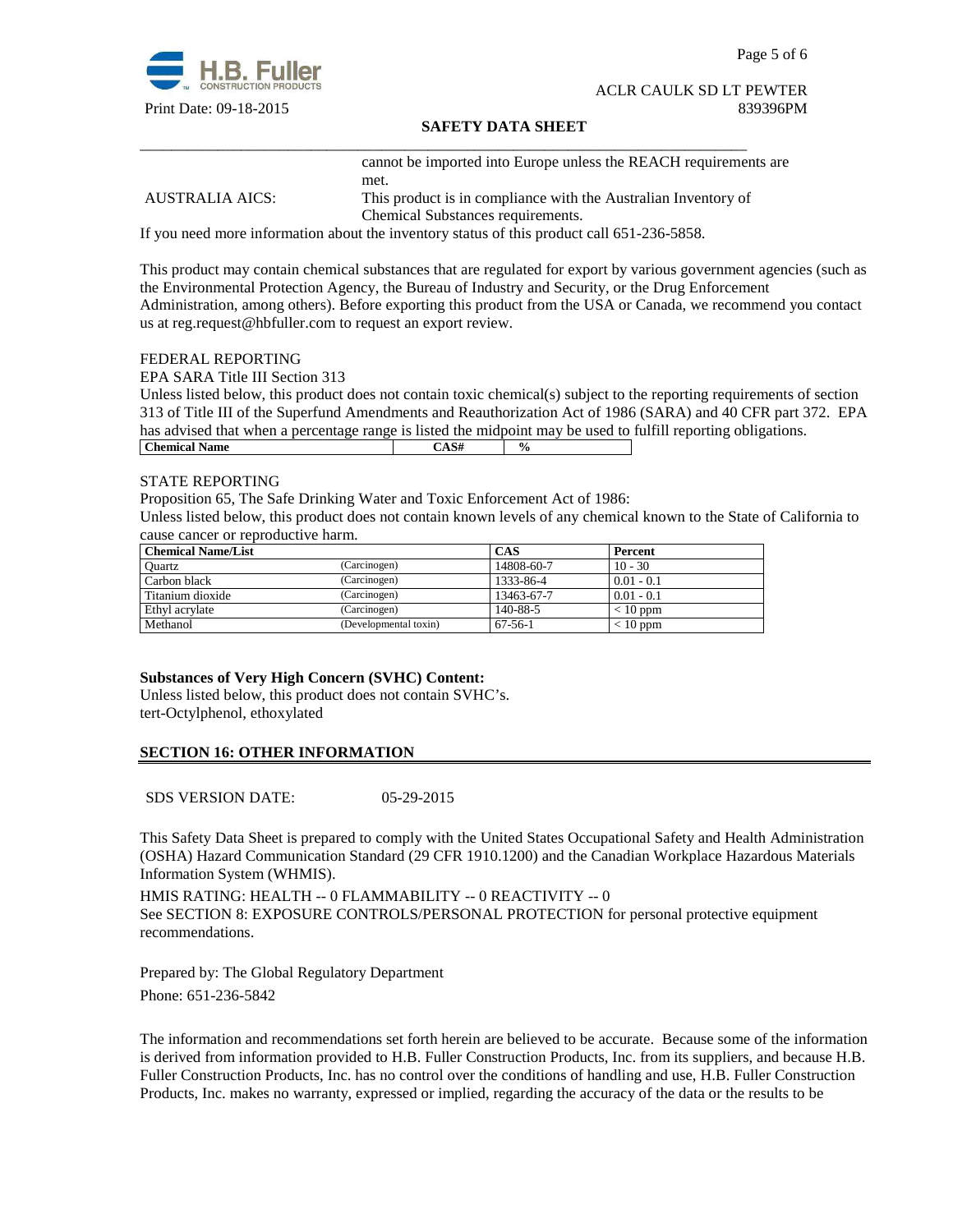cannot be imported into Europe unless the REACH requirements are met.

AUSTRALIA AICS: This product is in compliance with the Australian Inventory of Chemical Substances requirements.

If you need more information about the inventory status of this product call 651-236-5858.

This product may contain chemical substances that are regulated for export by various government agencies (such as the Environmental Protection Agency, the Bureau of Industry and Security, or the Drug Enforcement Administration, among others). Before exporting this product from the USA or Canada, we recommend you contact us at reg.request@hbfuller.com to request an export review.

FEDERAL REPORTING

EPA SARA Title III Section 313

Unless listed below, this product does not contain toxic chemical(s) subject to the reporting requirements of section 313 of Title III of the Superfund Amendments and Reauthorization Act of 1986 (SARA) and 40 CFR part 372. EPA has advised that when a percentage range is listed the midpoint may be used to fulfill reporting obligations.

| Chemical Name | CAS# | % |
|---|---|---|

STATE REPORTING

Proposition 65, The Safe Drinking Water and Toxic Enforcement Act of 1986:

Unless listed below, this product does not contain known levels of any chemical known to the State of California to cause cancer or reproductive harm.

| Chemical Name/List | | CAS | Percent |
|---|---|---|---|
| Quartz | (Carcinogen) | 14808-60-7 | 10 - 30 |
| Carbon black | (Carcinogen) | 1333-86-4 | 0.01 - 0.1 |
| Titanium dioxide | (Carcinogen) | 13463-67-7 | 0.01 - 0.1 |
| Ethyl acrylate | (Carcinogen) | 140-88-5 | < 10 ppm |
| Methanol | (Developmental toxin) | 67-56-1 | < 10 ppm |

**Substances of Very High Concern (SVHC) Content:**

Unless listed below, this product does not contain SVHC's.
tert-Octylphenol, ethoxylated

## SECTION 16: OTHER INFORMATION

SDS VERSION DATE: 05-29-2015

This Safety Data Sheet is prepared to comply with the United States Occupational Safety and Health Administration (OSHA) Hazard Communication Standard (29 CFR 1910.1200) and the Canadian Workplace Hazardous Materials Information System (WHMIS).

HMIS RATING: HEALTH -- 0 FLAMMABILITY -- 0 REACTIVITY -- 0

See SECTION 8: EXPOSURE CONTROLS/PERSONAL PROTECTION for personal protective equipment recommendations.

Prepared by: The Global Regulatory Department

Phone: 651-236-5842

The information and recommendations set forth herein are believed to be accurate. Because some of the information is derived from information provided to H.B. Fuller Construction Products, Inc. from its suppliers, and because H.B. Fuller Construction Products, Inc. has no control over the conditions of handling and use, H.B. Fuller Construction Products, Inc. makes no warranty, expressed or implied, regarding the accuracy of the data or the results to be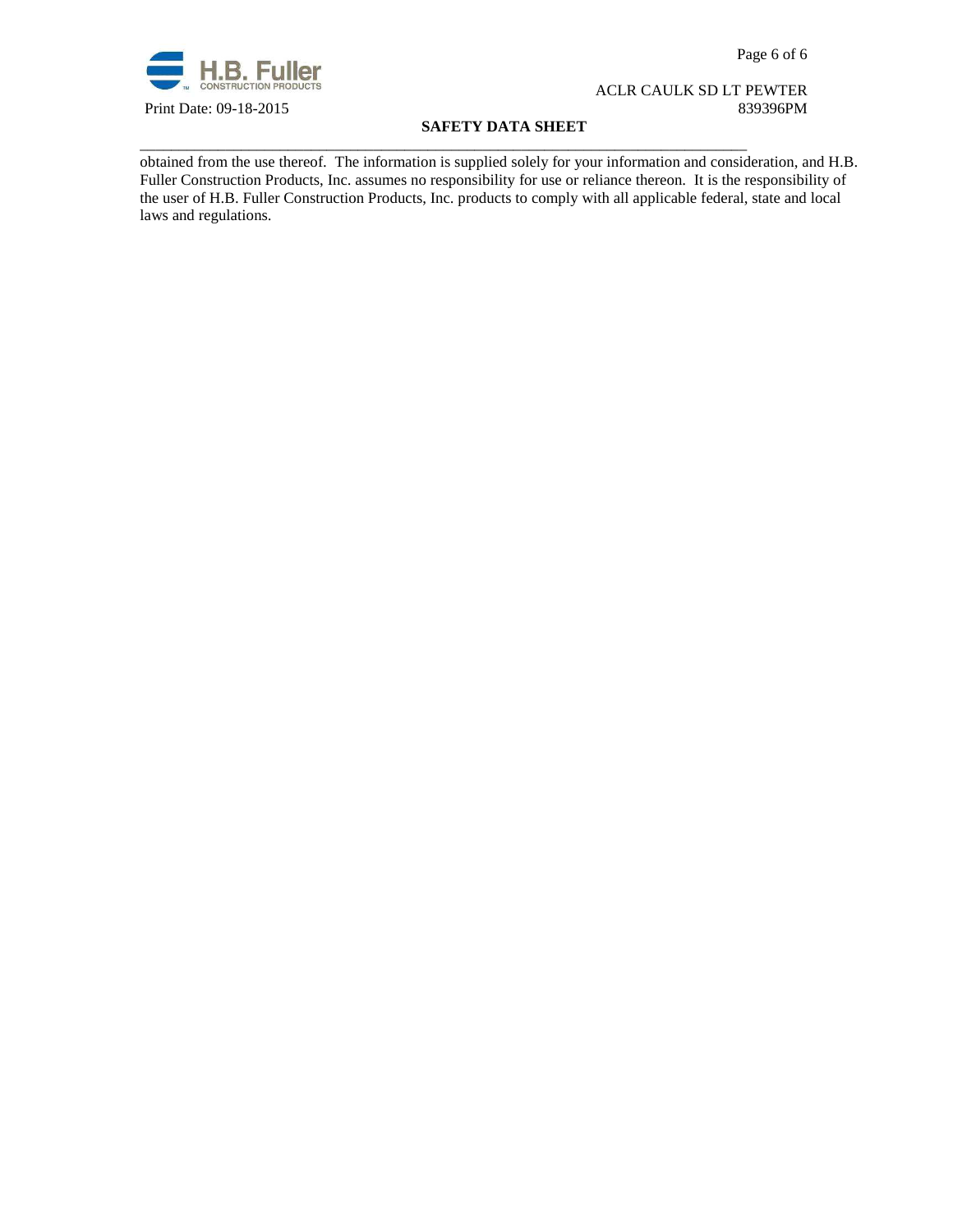obtained from the use thereof. The information is supplied solely for your information and consideration, and H.B. Fuller Construction Products, Inc. assumes no responsibility for use or reliance thereon. It is the responsibility of the user of H.B. Fuller Construction Products, Inc. products to comply with all applicable federal, state and local laws and regulations.